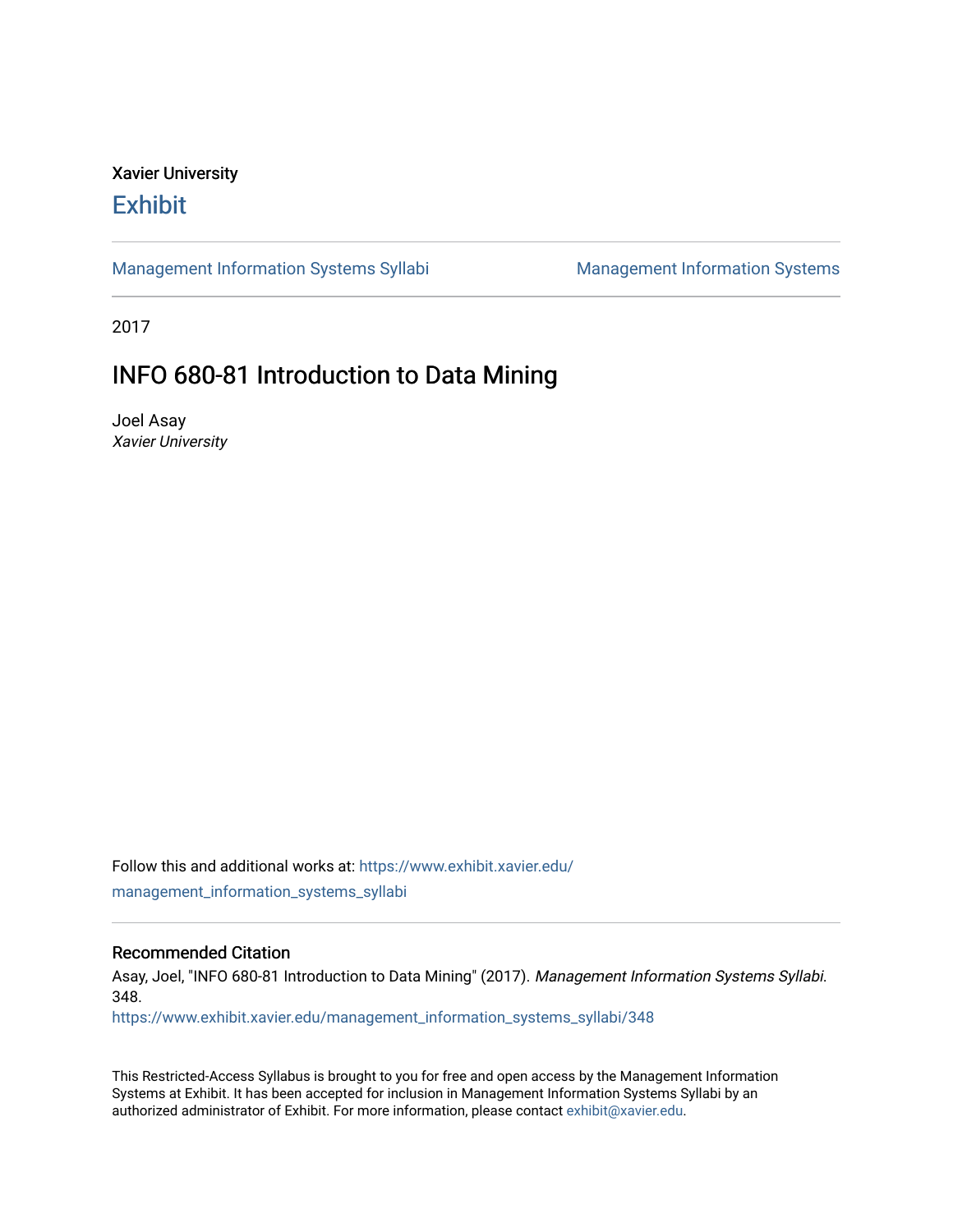Xavier University

# Exhibit

Management Information Systems Syllabi

Management Information Systems

2017

## INFO 680-81 Introduction to Data Mining

Joel Asay
*Xavier University*

Follow this and additional works at: https://www.exhibit.xavier.edu/management_information_systems_syllabi

### Recommended Citation

Asay, Joel, "INFO 680-81 Introduction to Data Mining" (2017). *Management Information Systems Syllabi*. 348.
https://www.exhibit.xavier.edu/management_information_systems_syllabi/348

This Restricted-Access Syllabus is brought to you for free and open access by the Management Information Systems at Exhibit. It has been accepted for inclusion in Management Information Systems Syllabi by an authorized administrator of Exhibit. For more information, please contact exhibit@xavier.edu.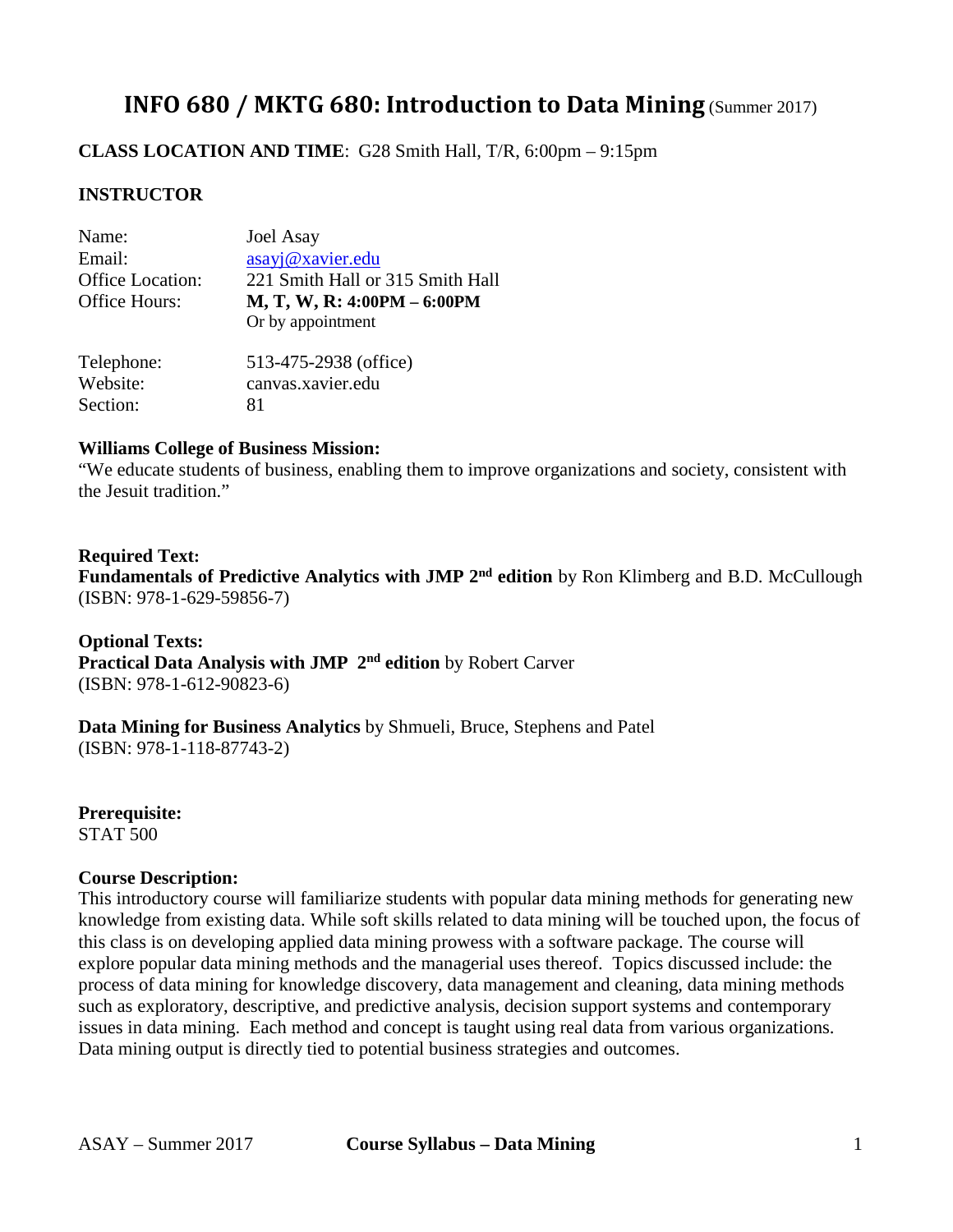# INFO 680 / MKTG 680: Introduction to Data Mining (Summer 2017)

**CLASS LOCATION AND TIME**: G28 Smith Hall, T/R, 6:00pm – 9:15pm

**INSTRUCTOR**

| | |
|---|---|
| Name: | Joel Asay |
| Email: | asayj@xavier.edu |
| Office Location: | 221 Smith Hall or 315 Smith Hall |
| Office Hours: | **M, T, W, R: 4:00PM – 6:00PM** |
| | Or by appointment |
| Telephone: | 513-475-2938 (office) |
| Website: | canvas.xavier.edu |
| Section: | 81 |

**Williams College of Business Mission:**
"We educate students of business, enabling them to improve organizations and society, consistent with the Jesuit tradition."

**Required Text:**
**Fundamentals of Predictive Analytics with JMP 2nd edition** by Ron Klimberg and B.D. McCullough
(ISBN: 978-1-629-59856-7)

**Optional Texts:**
**Practical Data Analysis with JMP 2nd edition** by Robert Carver
(ISBN: 978-1-612-90823-6)

**Data Mining for Business Analytics** by Shmueli, Bruce, Stephens and Patel
(ISBN: 978-1-118-87743-2)

**Prerequisite:**
STAT 500

**Course Description:**
This introductory course will familiarize students with popular data mining methods for generating new knowledge from existing data. While soft skills related to data mining will be touched upon, the focus of this class is on developing applied data mining prowess with a software package. The course will explore popular data mining methods and the managerial uses thereof. Topics discussed include: the process of data mining for knowledge discovery, data management and cleaning, data mining methods such as exploratory, descriptive, and predictive analysis, decision support systems and contemporary issues in data mining. Each method and concept is taught using real data from various organizations. Data mining output is directly tied to potential business strategies and outcomes.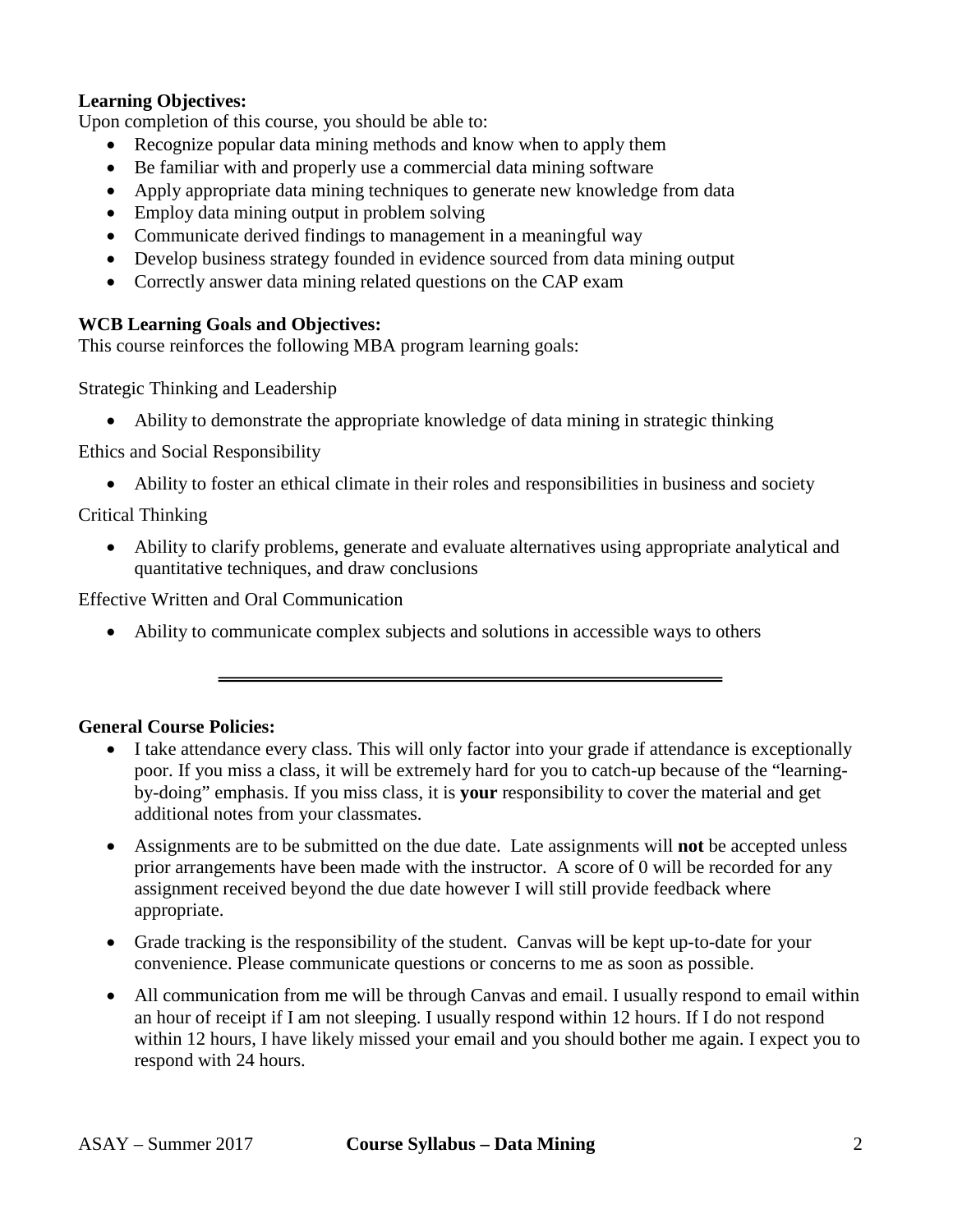**Learning Objectives:**

Upon completion of this course, you should be able to:

- Recognize popular data mining methods and know when to apply them
- Be familiar with and properly use a commercial data mining software
- Apply appropriate data mining techniques to generate new knowledge from data
- Employ data mining output in problem solving
- Communicate derived findings to management in a meaningful way
- Develop business strategy founded in evidence sourced from data mining output
- Correctly answer data mining related questions on the CAP exam

**WCB Learning Goals and Objectives:**

This course reinforces the following MBA program learning goals:

Strategic Thinking and Leadership

- Ability to demonstrate the appropriate knowledge of data mining in strategic thinking

Ethics and Social Responsibility

- Ability to foster an ethical climate in their roles and responsibilities in business and society

Critical Thinking

- Ability to clarify problems, generate and evaluate alternatives using appropriate analytical and quantitative techniques, and draw conclusions

Effective Written and Oral Communication

- Ability to communicate complex subjects and solutions in accessible ways to others

---

**General Course Policies:**

- I take attendance every class. This will only factor into your grade if attendance is exceptionally poor. If you miss a class, it will be extremely hard for you to catch-up because of the "learning-by-doing" emphasis. If you miss class, it is **your** responsibility to cover the material and get additional notes from your classmates.
- Assignments are to be submitted on the due date. Late assignments will **not** be accepted unless prior arrangements have been made with the instructor. A score of 0 will be recorded for any assignment received beyond the due date however I will still provide feedback where appropriate.
- Grade tracking is the responsibility of the student. Canvas will be kept up-to-date for your convenience. Please communicate questions or concerns to me as soon as possible.
- All communication from me will be through Canvas and email. I usually respond to email within an hour of receipt if I am not sleeping. I usually respond within 12 hours. If I do not respond within 12 hours, I have likely missed your email and you should bother me again. I expect you to respond with 24 hours.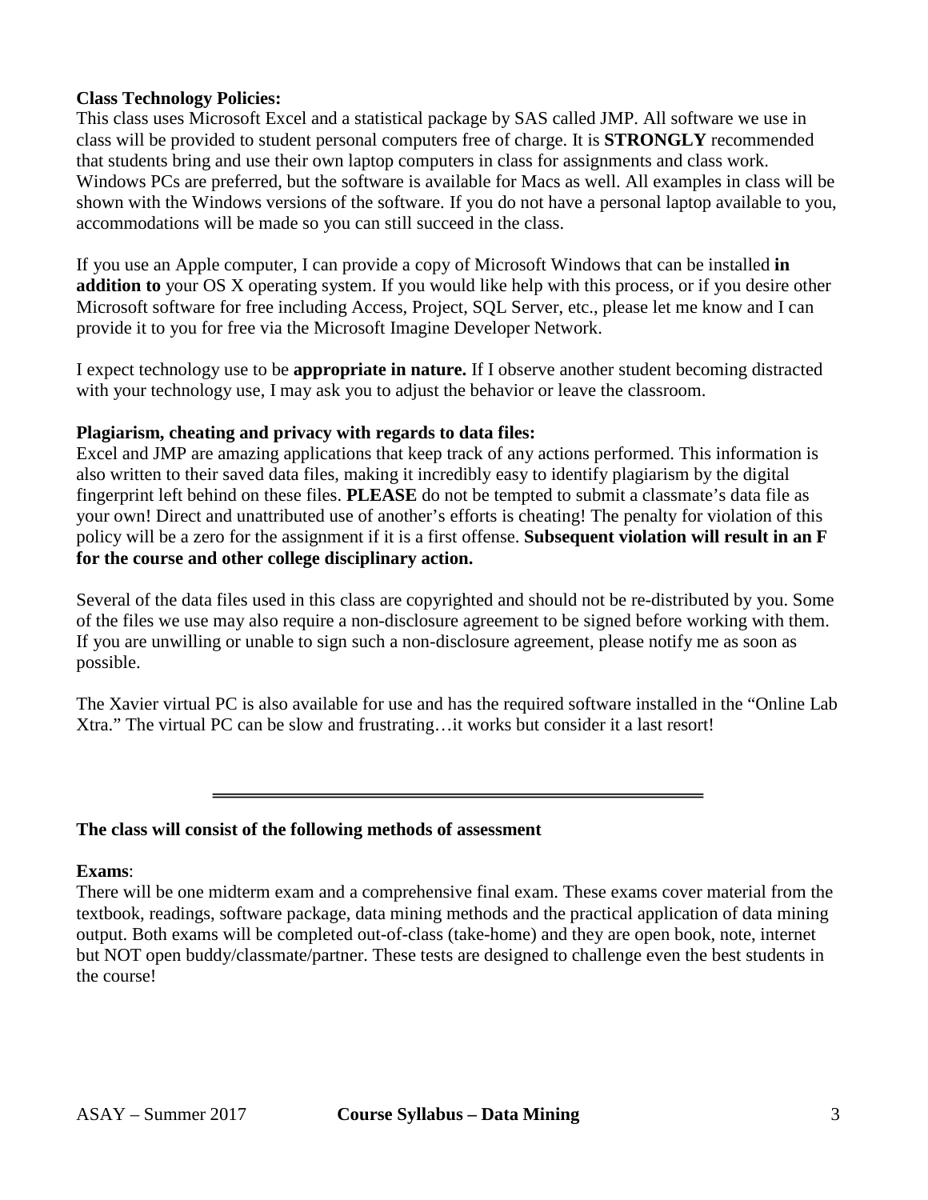**Class Technology Policies:**

This class uses Microsoft Excel and a statistical package by SAS called JMP. All software we use in class will be provided to student personal computers free of charge. It is **STRONGLY** recommended that students bring and use their own laptop computers in class for assignments and class work. Windows PCs are preferred, but the software is available for Macs as well. All examples in class will be shown with the Windows versions of the software. If you do not have a personal laptop available to you, accommodations will be made so you can still succeed in the class.

If you use an Apple computer, I can provide a copy of Microsoft Windows that can be installed **in addition to** your OS X operating system. If you would like help with this process, or if you desire other Microsoft software for free including Access, Project, SQL Server, etc., please let me know and I can provide it to you for free via the Microsoft Imagine Developer Network.

I expect technology use to be **appropriate in nature.** If I observe another student becoming distracted with your technology use, I may ask you to adjust the behavior or leave the classroom.

**Plagiarism, cheating and privacy with regards to data files:**

Excel and JMP are amazing applications that keep track of any actions performed. This information is also written to their saved data files, making it incredibly easy to identify plagiarism by the digital fingerprint left behind on these files. **PLEASE** do not be tempted to submit a classmate's data file as your own! Direct and unattributed use of another's efforts is cheating! The penalty for violation of this policy will be a zero for the assignment if it is a first offense. **Subsequent violation will result in an F for the course and other college disciplinary action.**

Several of the data files used in this class are copyrighted and should not be re-distributed by you. Some of the files we use may also require a non-disclosure agreement to be signed before working with them. If you are unwilling or unable to sign such a non-disclosure agreement, please notify me as soon as possible.

The Xavier virtual PC is also available for use and has the required software installed in the "Online Lab Xtra." The virtual PC can be slow and frustrating…it works but consider it a last resort!

---

**The class will consist of the following methods of assessment**

**Exams**:

There will be one midterm exam and a comprehensive final exam. These exams cover material from the textbook, readings, software package, data mining methods and the practical application of data mining output. Both exams will be completed out-of-class (take-home) and they are open book, note, internet but NOT open buddy/classmate/partner. These tests are designed to challenge even the best students in the course!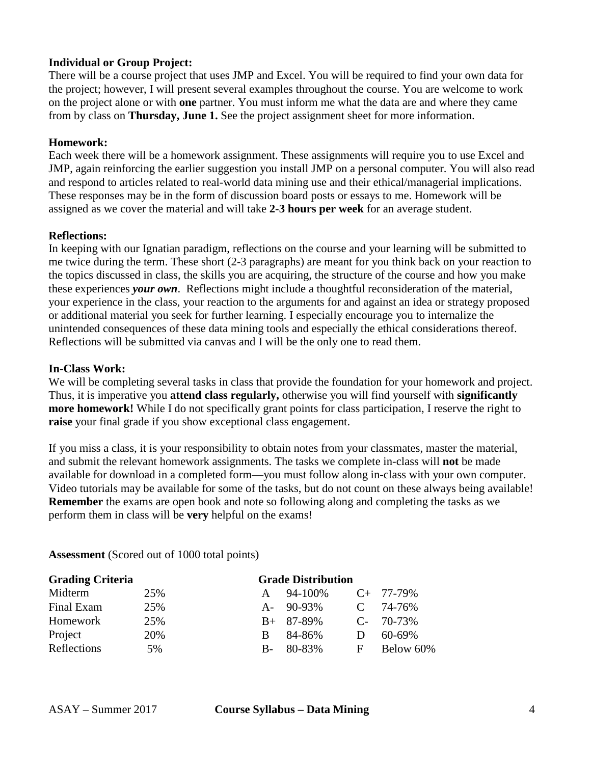**Individual or Group Project:**
There will be a course project that uses JMP and Excel. You will be required to find your own data for the project; however, I will present several examples throughout the course. You are welcome to work on the project alone or with **one** partner. You must inform me what the data are and where they came from by class on **Thursday, June 1.** See the project assignment sheet for more information.

**Homework:**
Each week there will be a homework assignment. These assignments will require you to use Excel and JMP, again reinforcing the earlier suggestion you install JMP on a personal computer. You will also read and respond to articles related to real-world data mining use and their ethical/managerial implications. These responses may be in the form of discussion board posts or essays to me. Homework will be assigned as we cover the material and will take **2-3 hours per week** for an average student.

**Reflections:**
In keeping with our Ignatian paradigm, reflections on the course and your learning will be submitted to me twice during the term. These short (2-3 paragraphs) are meant for you think back on your reaction to the topics discussed in class, the skills you are acquiring, the structure of the course and how you make these experiences ***your own***. Reflections might include a thoughtful reconsideration of the material, your experience in the class, your reaction to the arguments for and against an idea or strategy proposed or additional material you seek for further learning. I especially encourage you to internalize the unintended consequences of these data mining tools and especially the ethical considerations thereof. Reflections will be submitted via canvas and I will be the only one to read them.

**In-Class Work:**
We will be completing several tasks in class that provide the foundation for your homework and project. Thus, it is imperative you **attend class regularly,** otherwise you will find yourself with **significantly more homework!** While I do not specifically grant points for class participation, I reserve the right to **raise** your final grade if you show exceptional class engagement.

If you miss a class, it is your responsibility to obtain notes from your classmates, master the material, and submit the relevant homework assignments. The tasks we complete in-class will **not** be made available for download in a completed form—you must follow along in-class with your own computer. Video tutorials may be available for some of the tasks, but do not count on these always being available! **Remember** the exams are open book and note so following along and completing the tasks as we perform them in class will be **very** helpful on the exams!

**Assessment** (Scored out of 1000 total points)

| **Grading Criteria** | |
|---|---|
| Midterm | 25% |
| Final Exam | 25% |
| Homework | 25% |
| Project | 20% |
| Reflections | 5% |

| **Grade Distribution** | | | |
|---|---|---|---|
| A | 94-100% | C+ | 77-79% |
| A- | 90-93% | C | 74-76% |
| B+ | 87-89% | C- | 70-73% |
| B | 84-86% | D | 60-69% |
| B- | 80-83% | F | Below 60% |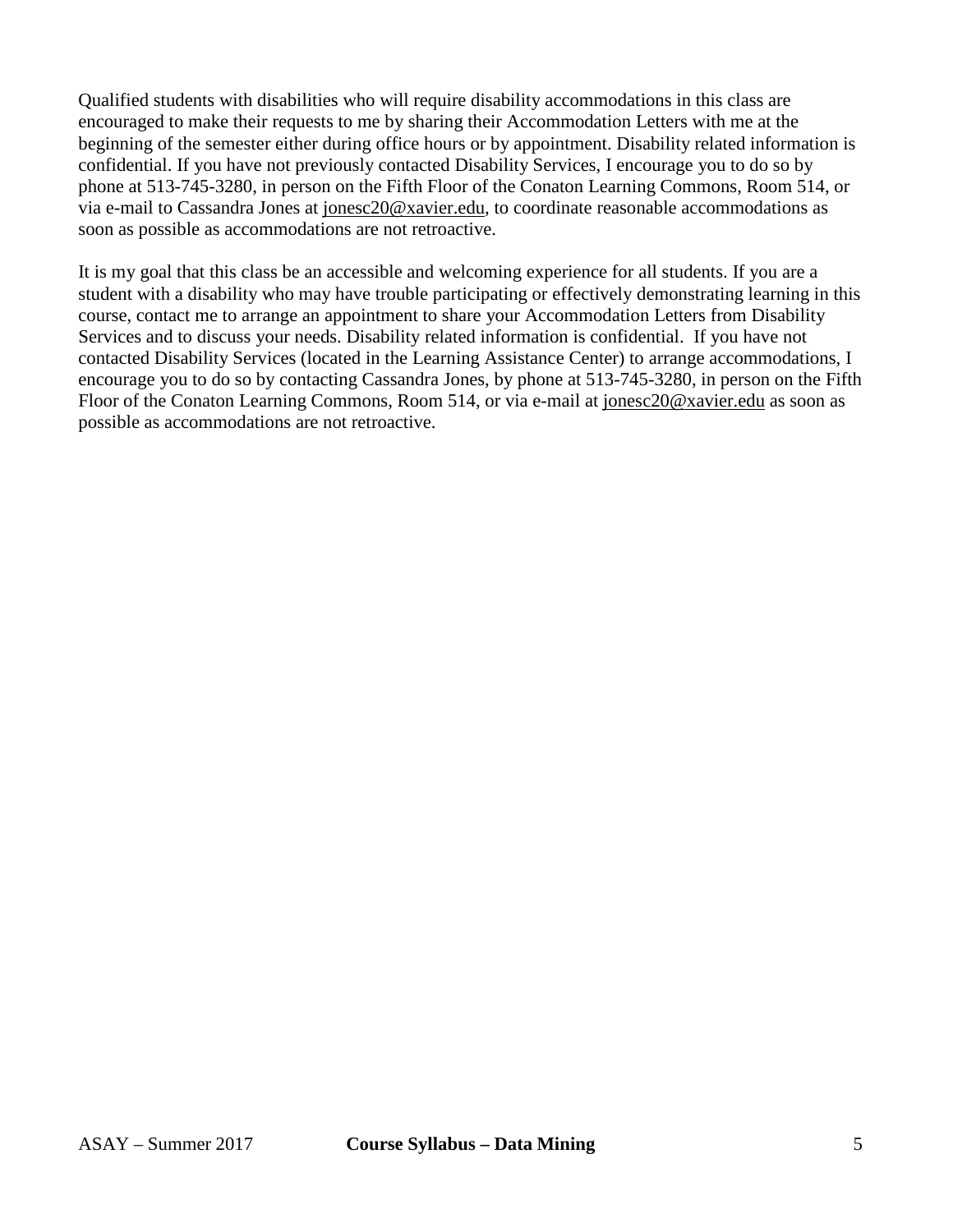Qualified students with disabilities who will require disability accommodations in this class are encouraged to make their requests to me by sharing their Accommodation Letters with me at the beginning of the semester either during office hours or by appointment. Disability related information is confidential. If you have not previously contacted Disability Services, I encourage you to do so by phone at 513-745-3280, in person on the Fifth Floor of the Conaton Learning Commons, Room 514, or via e-mail to Cassandra Jones at jonesc20@xavier.edu, to coordinate reasonable accommodations as soon as possible as accommodations are not retroactive.

It is my goal that this class be an accessible and welcoming experience for all students. If you are a student with a disability who may have trouble participating or effectively demonstrating learning in this course, contact me to arrange an appointment to share your Accommodation Letters from Disability Services and to discuss your needs. Disability related information is confidential. If you have not contacted Disability Services (located in the Learning Assistance Center) to arrange accommodations, I encourage you to do so by contacting Cassandra Jones, by phone at 513-745-3280, in person on the Fifth Floor of the Conaton Learning Commons, Room 514, or via e-mail at jonesc20@xavier.edu as soon as possible as accommodations are not retroactive.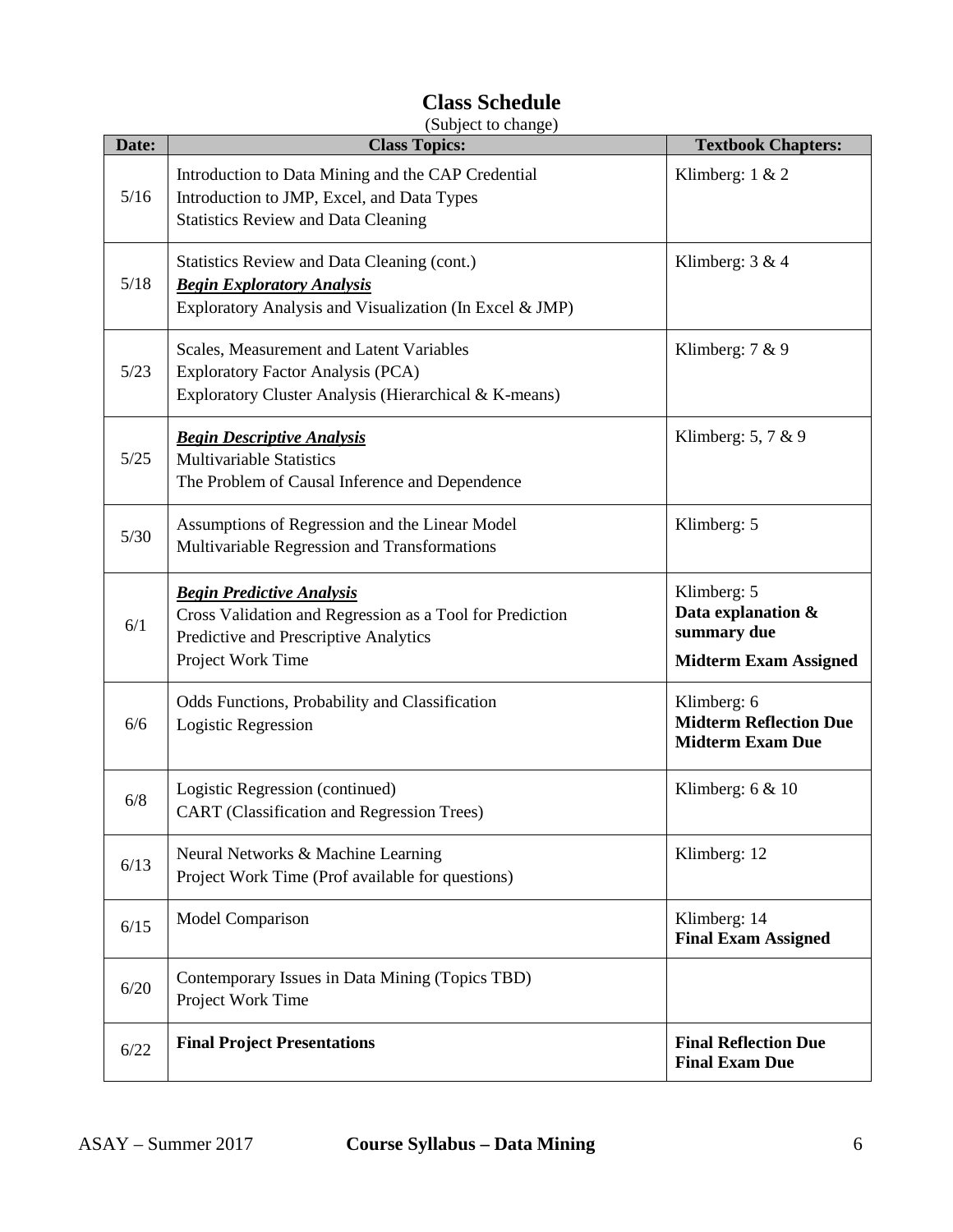# Class Schedule

(Subject to change)

| Date: | Class Topics: | Textbook Chapters: |
|---|---|---|
| 5/16 | Introduction to Data Mining and the CAP Credential<br>Introduction to JMP, Excel, and Data Types<br>Statistics Review and Data Cleaning | Klimberg: 1 & 2 |
| 5/18 | Statistics Review and Data Cleaning (cont.)<br>***Begin Exploratory Analysis***<br>Exploratory Analysis and Visualization (In Excel & JMP) | Klimberg: 3 & 4 |
| 5/23 | Scales, Measurement and Latent Variables<br>Exploratory Factor Analysis (PCA)<br>Exploratory Cluster Analysis (Hierarchical & K-means) | Klimberg: 7 & 9 |
| 5/25 | ***Begin Descriptive Analysis***<br>Multivariable Statistics<br>The Problem of Causal Inference and Dependence | Klimberg: 5, 7 & 9 |
| 5/30 | Assumptions of Regression and the Linear Model<br>Multivariable Regression and Transformations | Klimberg: 5 |
| 6/1 | ***Begin Predictive Analysis***<br>Cross Validation and Regression as a Tool for Prediction<br>Predictive and Prescriptive Analytics<br>Project Work Time | Klimberg: 5<br>**Data explanation & summary due**<br>**Midterm Exam Assigned** |
| 6/6 | Odds Functions, Probability and Classification<br>Logistic Regression | Klimberg: 6<br>**Midterm Reflection Due**<br>**Midterm Exam Due** |
| 6/8 | Logistic Regression (continued)<br>CART (Classification and Regression Trees) | Klimberg: 6 & 10 |
| 6/13 | Neural Networks & Machine Learning<br>Project Work Time (Prof available for questions) | Klimberg: 12 |
| 6/15 | Model Comparison | Klimberg: 14<br>**Final Exam Assigned** |
| 6/20 | Contemporary Issues in Data Mining (Topics TBD)<br>Project Work Time | |
| 6/22 | **Final Project Presentations** | **Final Reflection Due**<br>**Final Exam Due** |